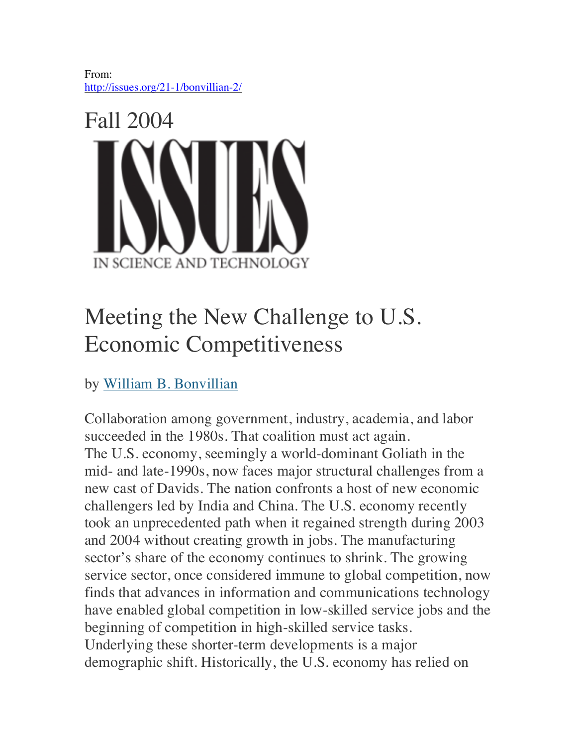From:
http://issues.org/21-1/bonvillian-2/

Fall 2004

ISSUES

IN SCIENCE AND TECHNOLOGY

# Meeting the New Challenge to U.S. Economic Competitiveness

by William B. Bonvillian

Collaboration among government, industry, academia, and labor succeeded in the 1980s. That coalition must act again.

The U.S. economy, seemingly a world-dominant Goliath in the mid- and late-1990s, now faces major structural challenges from a new cast of Davids. The nation confronts a host of new economic challengers led by India and China. The U.S. economy recently took an unprecedented path when it regained strength during 2003 and 2004 without creating growth in jobs. The manufacturing sector's share of the economy continues to shrink. The growing service sector, once considered immune to global competition, now finds that advances in information and communications technology have enabled global competition in low-skilled service jobs and the beginning of competition in high-skilled service tasks.

Underlying these shorter-term developments is a major demographic shift. Historically, the U.S. economy has relied on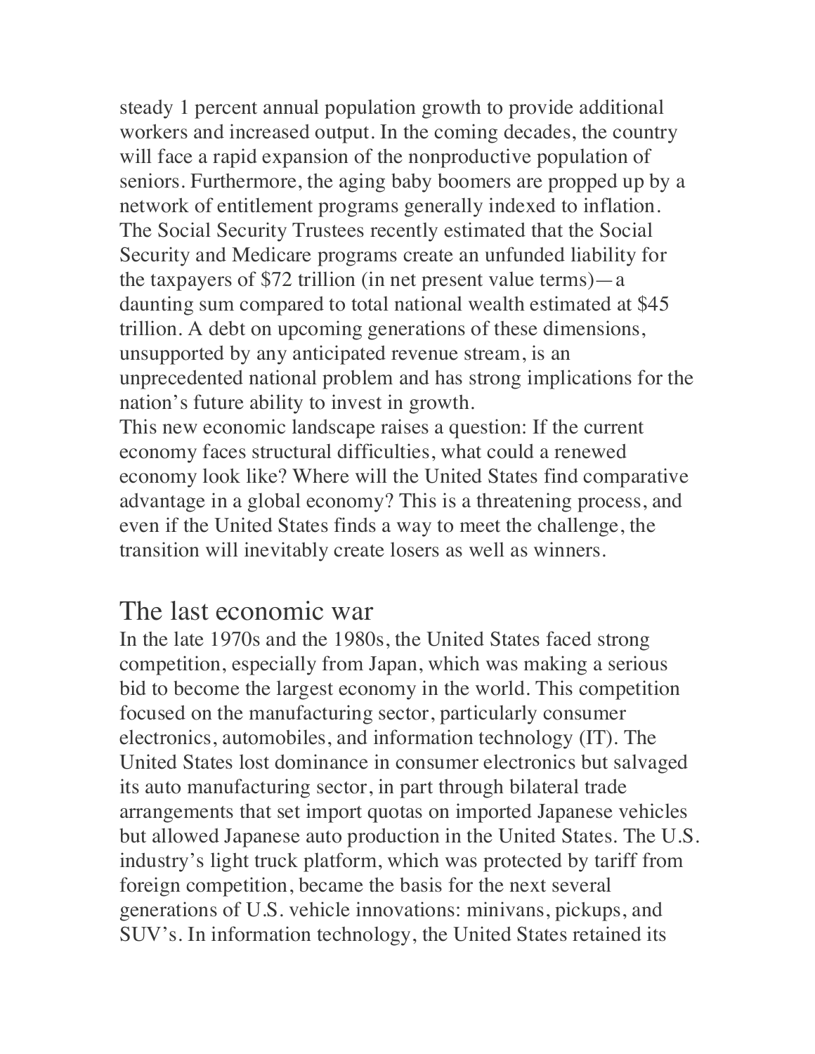steady 1 percent annual population growth to provide additional workers and increased output. In the coming decades, the country will face a rapid expansion of the nonproductive population of seniors. Furthermore, the aging baby boomers are propped up by a network of entitlement programs generally indexed to inflation. The Social Security Trustees recently estimated that the Social Security and Medicare programs create an unfunded liability for the taxpayers of $72 trillion (in net present value terms)—a daunting sum compared to total national wealth estimated at $45 trillion. A debt on upcoming generations of these dimensions, unsupported by any anticipated revenue stream, is an unprecedented national problem and has strong implications for the nation's future ability to invest in growth.

This new economic landscape raises a question: If the current economy faces structural difficulties, what could a renewed economy look like? Where will the United States find comparative advantage in a global economy? This is a threatening process, and even if the United States finds a way to meet the challenge, the transition will inevitably create losers as well as winners.

## The last economic war

In the late 1970s and the 1980s, the United States faced strong competition, especially from Japan, which was making a serious bid to become the largest economy in the world. This competition focused on the manufacturing sector, particularly consumer electronics, automobiles, and information technology (IT). The United States lost dominance in consumer electronics but salvaged its auto manufacturing sector, in part through bilateral trade arrangements that set import quotas on imported Japanese vehicles but allowed Japanese auto production in the United States. The U.S. industry's light truck platform, which was protected by tariff from foreign competition, became the basis for the next several generations of U.S. vehicle innovations: minivans, pickups, and SUV's. In information technology, the United States retained its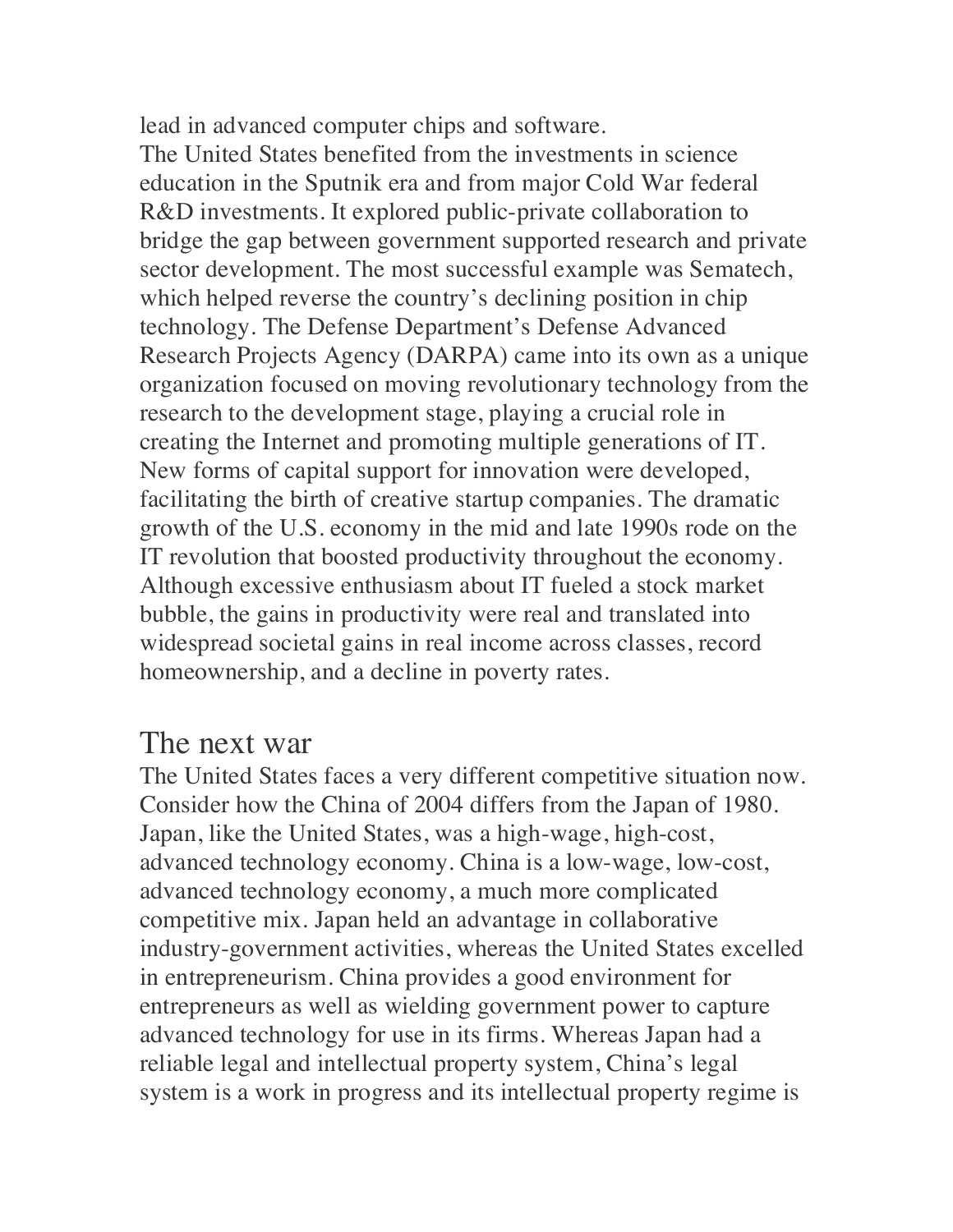lead in advanced computer chips and software.

The United States benefited from the investments in science education in the Sputnik era and from major Cold War federal R&D investments. It explored public-private collaboration to bridge the gap between government supported research and private sector development. The most successful example was Sematech, which helped reverse the country's declining position in chip technology. The Defense Department's Defense Advanced Research Projects Agency (DARPA) came into its own as a unique organization focused on moving revolutionary technology from the research to the development stage, playing a crucial role in creating the Internet and promoting multiple generations of IT. New forms of capital support for innovation were developed, facilitating the birth of creative startup companies. The dramatic growth of the U.S. economy in the mid and late 1990s rode on the IT revolution that boosted productivity throughout the economy. Although excessive enthusiasm about IT fueled a stock market bubble, the gains in productivity were real and translated into widespread societal gains in real income across classes, record homeownership, and a decline in poverty rates.

## The next war

The United States faces a very different competitive situation now. Consider how the China of 2004 differs from the Japan of 1980. Japan, like the United States, was a high-wage, high-cost, advanced technology economy. China is a low-wage, low-cost, advanced technology economy, a much more complicated competitive mix. Japan held an advantage in collaborative industry-government activities, whereas the United States excelled in entrepreneurism. China provides a good environment for entrepreneurs as well as wielding government power to capture advanced technology for use in its firms. Whereas Japan had a reliable legal and intellectual property system, China's legal system is a work in progress and its intellectual property regime is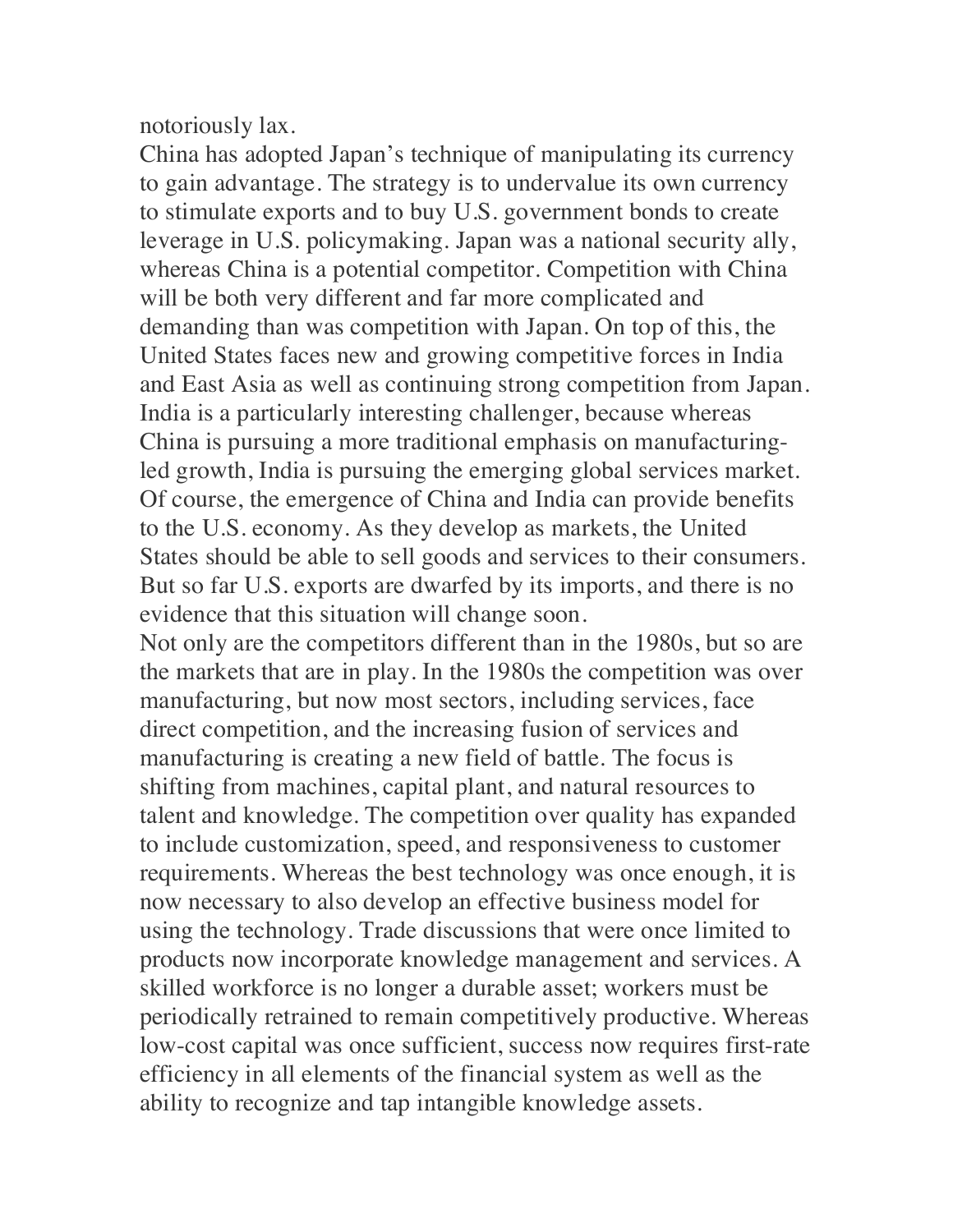notoriously lax.

China has adopted Japan's technique of manipulating its currency to gain advantage. The strategy is to undervalue its own currency to stimulate exports and to buy U.S. government bonds to create leverage in U.S. policymaking. Japan was a national security ally, whereas China is a potential competitor. Competition with China will be both very different and far more complicated and demanding than was competition with Japan. On top of this, the United States faces new and growing competitive forces in India and East Asia as well as continuing strong competition from Japan. India is a particularly interesting challenger, because whereas China is pursuing a more traditional emphasis on manufacturing-led growth, India is pursuing the emerging global services market. Of course, the emergence of China and India can provide benefits to the U.S. economy. As they develop as markets, the United States should be able to sell goods and services to their consumers. But so far U.S. exports are dwarfed by its imports, and there is no evidence that this situation will change soon.

Not only are the competitors different than in the 1980s, but so are the markets that are in play. In the 1980s the competition was over manufacturing, but now most sectors, including services, face direct competition, and the increasing fusion of services and manufacturing is creating a new field of battle. The focus is shifting from machines, capital plant, and natural resources to talent and knowledge. The competition over quality has expanded to include customization, speed, and responsiveness to customer requirements. Whereas the best technology was once enough, it is now necessary to also develop an effective business model for using the technology. Trade discussions that were once limited to products now incorporate knowledge management and services. A skilled workforce is no longer a durable asset; workers must be periodically retrained to remain competitively productive. Whereas low-cost capital was once sufficient, success now requires first-rate efficiency in all elements of the financial system as well as the ability to recognize and tap intangible knowledge assets.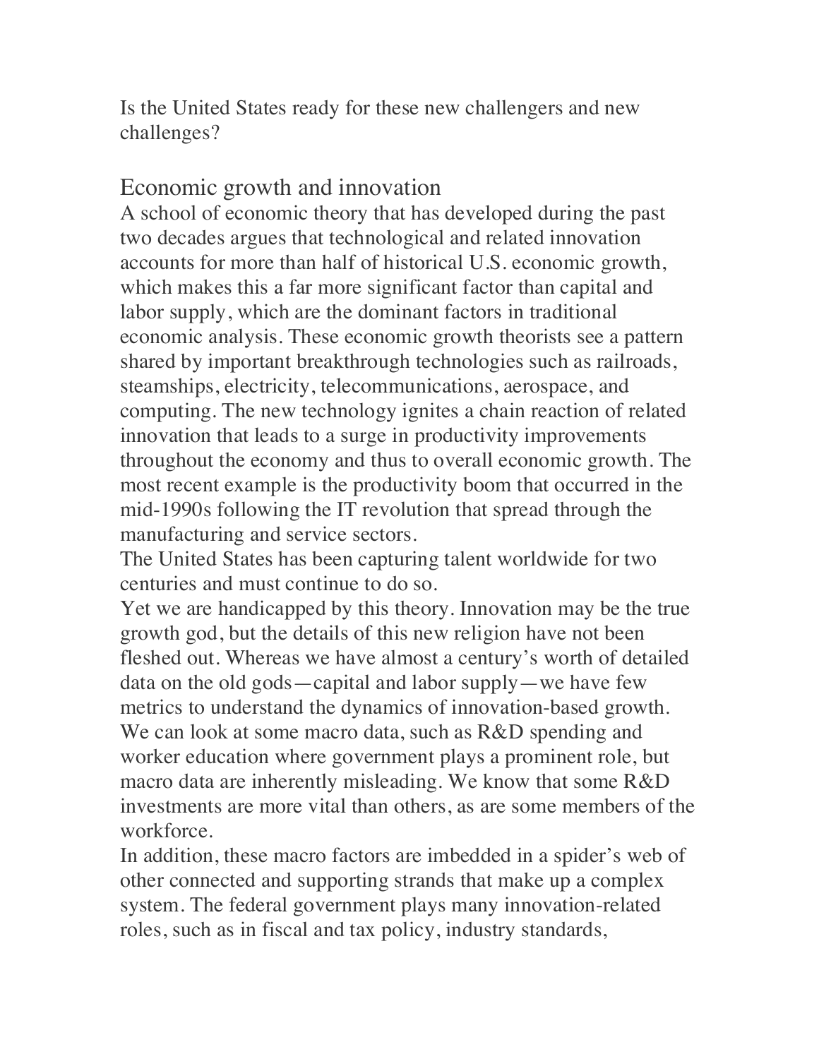Is the United States ready for these new challengers and new challenges?

## Economic growth and innovation

A school of economic theory that has developed during the past two decades argues that technological and related innovation accounts for more than half of historical U.S. economic growth, which makes this a far more significant factor than capital and labor supply, which are the dominant factors in traditional economic analysis. These economic growth theorists see a pattern shared by important breakthrough technologies such as railroads, steamships, electricity, telecommunications, aerospace, and computing. The new technology ignites a chain reaction of related innovation that leads to a surge in productivity improvements throughout the economy and thus to overall economic growth. The most recent example is the productivity boom that occurred in the mid-1990s following the IT revolution that spread through the manufacturing and service sectors.

The United States has been capturing talent worldwide for two centuries and must continue to do so.

Yet we are handicapped by this theory. Innovation may be the true growth god, but the details of this new religion have not been fleshed out. Whereas we have almost a century's worth of detailed data on the old gods—capital and labor supply—we have few metrics to understand the dynamics of innovation-based growth. We can look at some macro data, such as R&D spending and worker education where government plays a prominent role, but macro data are inherently misleading. We know that some R&D investments are more vital than others, as are some members of the workforce.

In addition, these macro factors are imbedded in a spider's web of other connected and supporting strands that make up a complex system. The federal government plays many innovation-related roles, such as in fiscal and tax policy, industry standards,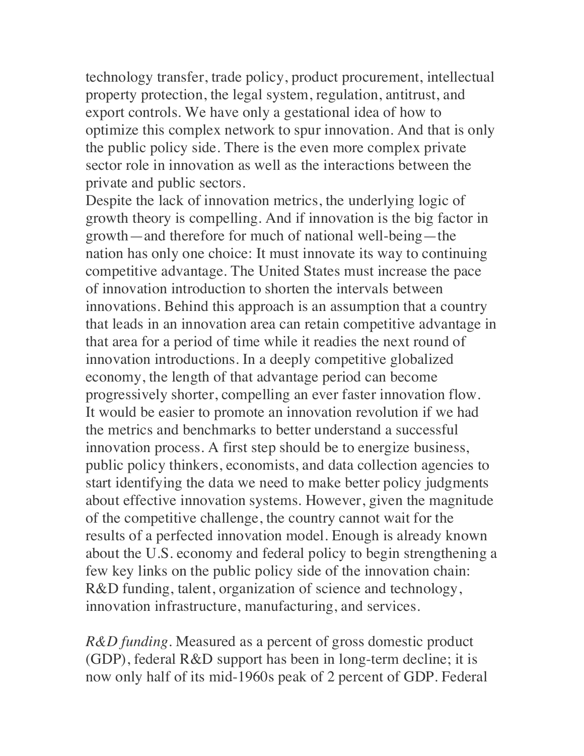technology transfer, trade policy, product procurement, intellectual property protection, the legal system, regulation, antitrust, and export controls. We have only a gestational idea of how to optimize this complex network to spur innovation. And that is only the public policy side. There is the even more complex private sector role in innovation as well as the interactions between the private and public sectors.

Despite the lack of innovation metrics, the underlying logic of growth theory is compelling. And if innovation is the big factor in growth—and therefore for much of national well-being—the nation has only one choice: It must innovate its way to continuing competitive advantage. The United States must increase the pace of innovation introduction to shorten the intervals between innovations. Behind this approach is an assumption that a country that leads in an innovation area can retain competitive advantage in that area for a period of time while it readies the next round of innovation introductions. In a deeply competitive globalized economy, the length of that advantage period can become progressively shorter, compelling an ever faster innovation flow.

It would be easier to promote an innovation revolution if we had the metrics and benchmarks to better understand a successful innovation process. A first step should be to energize business, public policy thinkers, economists, and data collection agencies to start identifying the data we need to make better policy judgments about effective innovation systems. However, given the magnitude of the competitive challenge, the country cannot wait for the results of a perfected innovation model. Enough is already known about the U.S. economy and federal policy to begin strengthening a few key links on the public policy side of the innovation chain: R&D funding, talent, organization of science and technology, innovation infrastructure, manufacturing, and services.

*R&D funding*. Measured as a percent of gross domestic product (GDP), federal R&D support has been in long-term decline; it is now only half of its mid-1960s peak of 2 percent of GDP. Federal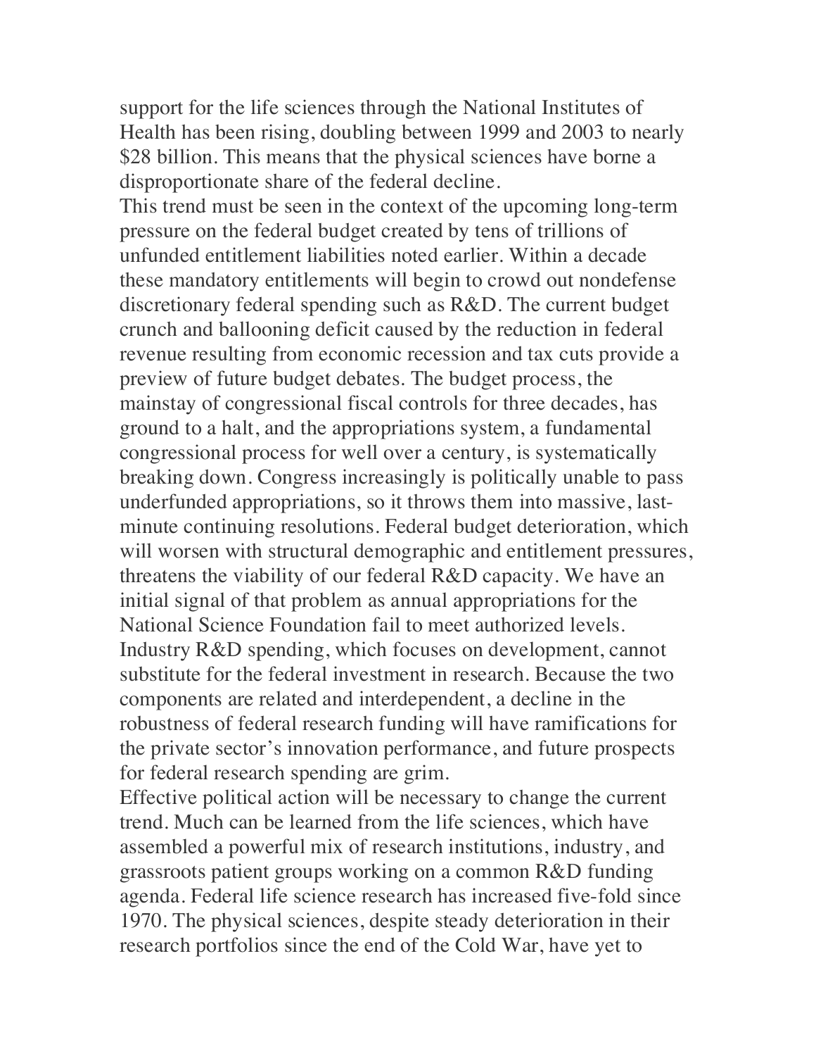support for the life sciences through the National Institutes of Health has been rising, doubling between 1999 and 2003 to nearly $28 billion. This means that the physical sciences have borne a disproportionate share of the federal decline.

This trend must be seen in the context of the upcoming long-term pressure on the federal budget created by tens of trillions of unfunded entitlement liabilities noted earlier. Within a decade these mandatory entitlements will begin to crowd out nondefense discretionary federal spending such as R&D. The current budget crunch and ballooning deficit caused by the reduction in federal revenue resulting from economic recession and tax cuts provide a preview of future budget debates. The budget process, the mainstay of congressional fiscal controls for three decades, has ground to a halt, and the appropriations system, a fundamental congressional process for well over a century, is systematically breaking down. Congress increasingly is politically unable to pass underfunded appropriations, so it throws them into massive, last-minute continuing resolutions. Federal budget deterioration, which will worsen with structural demographic and entitlement pressures, threatens the viability of our federal R&D capacity. We have an initial signal of that problem as annual appropriations for the National Science Foundation fail to meet authorized levels.

Industry R&D spending, which focuses on development, cannot substitute for the federal investment in research. Because the two components are related and interdependent, a decline in the robustness of federal research funding will have ramifications for the private sector's innovation performance, and future prospects for federal research spending are grim.

Effective political action will be necessary to change the current trend. Much can be learned from the life sciences, which have assembled a powerful mix of research institutions, industry, and grassroots patient groups working on a common R&D funding agenda. Federal life science research has increased five-fold since 1970. The physical sciences, despite steady deterioration in their research portfolios since the end of the Cold War, have yet to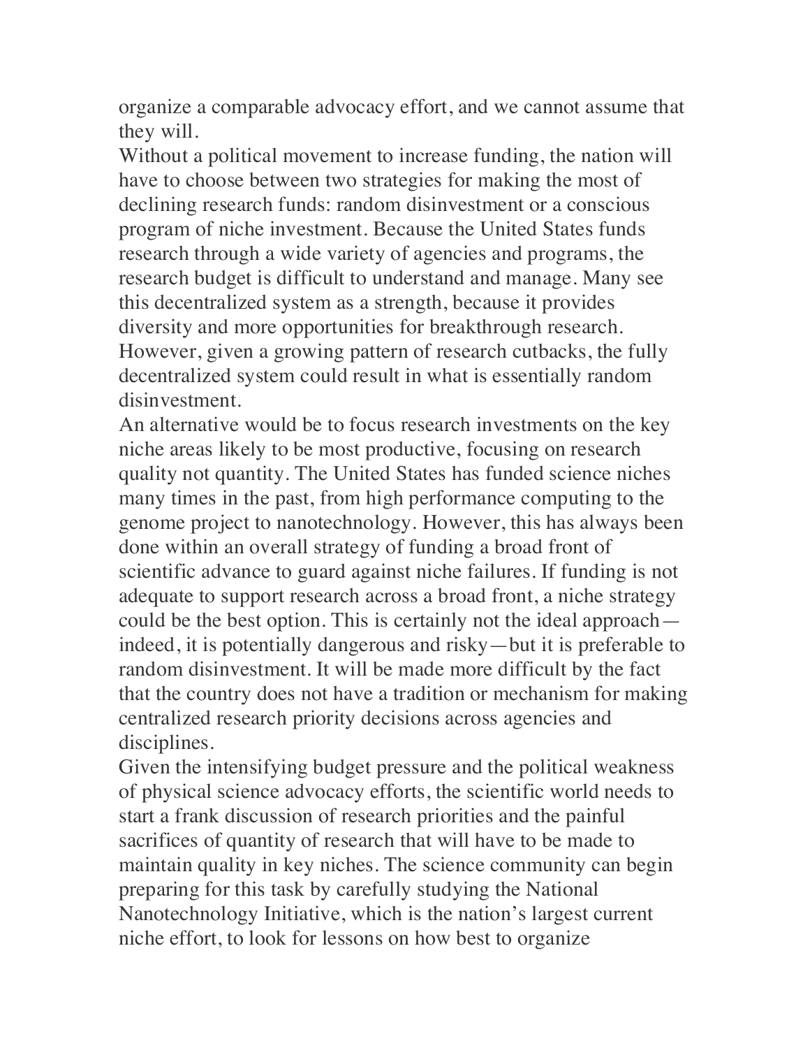organize a comparable advocacy effort, and we cannot assume that they will.

Without a political movement to increase funding, the nation will have to choose between two strategies for making the most of declining research funds: random disinvestment or a conscious program of niche investment. Because the United States funds research through a wide variety of agencies and programs, the research budget is difficult to understand and manage. Many see this decentralized system as a strength, because it provides diversity and more opportunities for breakthrough research. However, given a growing pattern of research cutbacks, the fully decentralized system could result in what is essentially random disinvestment.

An alternative would be to focus research investments on the key niche areas likely to be most productive, focusing on research quality not quantity. The United States has funded science niches many times in the past, from high performance computing to the genome project to nanotechnology. However, this has always been done within an overall strategy of funding a broad front of scientific advance to guard against niche failures. If funding is not adequate to support research across a broad front, a niche strategy could be the best option. This is certainly not the ideal approach—indeed, it is potentially dangerous and risky—but it is preferable to random disinvestment. It will be made more difficult by the fact that the country does not have a tradition or mechanism for making centralized research priority decisions across agencies and disciplines.

Given the intensifying budget pressure and the political weakness of physical science advocacy efforts, the scientific world needs to start a frank discussion of research priorities and the painful sacrifices of quantity of research that will have to be made to maintain quality in key niches. The science community can begin preparing for this task by carefully studying the National Nanotechnology Initiative, which is the nation's largest current niche effort, to look for lessons on how best to organize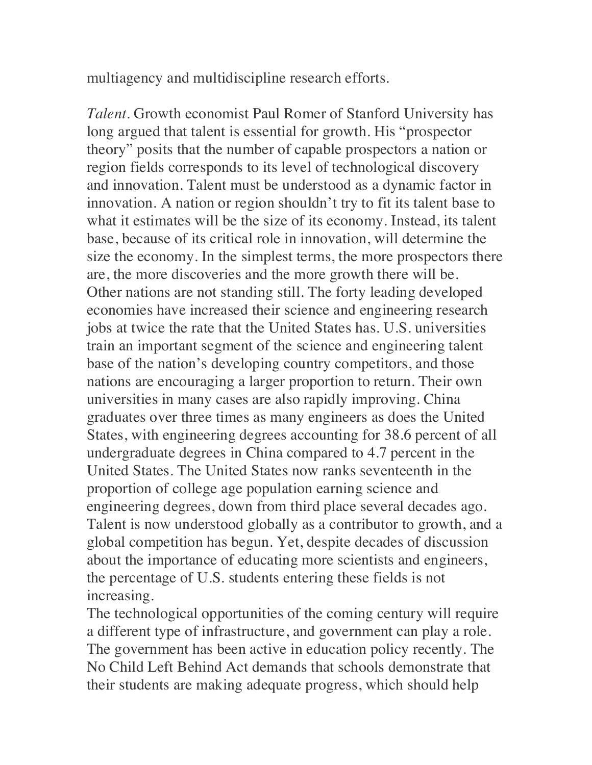multiagency and multidiscipline research efforts.

*Talent*. Growth economist Paul Romer of Stanford University has long argued that talent is essential for growth. His "prospector theory" posits that the number of capable prospectors a nation or region fields corresponds to its level of technological discovery and innovation. Talent must be understood as a dynamic factor in innovation. A nation or region shouldn't try to fit its talent base to what it estimates will be the size of its economy. Instead, its talent base, because of its critical role in innovation, will determine the size the economy. In the simplest terms, the more prospectors there are, the more discoveries and the more growth there will be.

Other nations are not standing still. The forty leading developed economies have increased their science and engineering research jobs at twice the rate that the United States has. U.S. universities train an important segment of the science and engineering talent base of the nation's developing country competitors, and those nations are encouraging a larger proportion to return. Their own universities in many cases are also rapidly improving. China graduates over three times as many engineers as does the United States, with engineering degrees accounting for 38.6 percent of all undergraduate degrees in China compared to 4.7 percent in the United States. The United States now ranks seventeenth in the proportion of college age population earning science and engineering degrees, down from third place several decades ago. Talent is now understood globally as a contributor to growth, and a global competition has begun. Yet, despite decades of discussion about the importance of educating more scientists and engineers, the percentage of U.S. students entering these fields is not increasing.

The technological opportunities of the coming century will require a different type of infrastructure, and government can play a role. The government has been active in education policy recently. The No Child Left Behind Act demands that schools demonstrate that their students are making adequate progress, which should help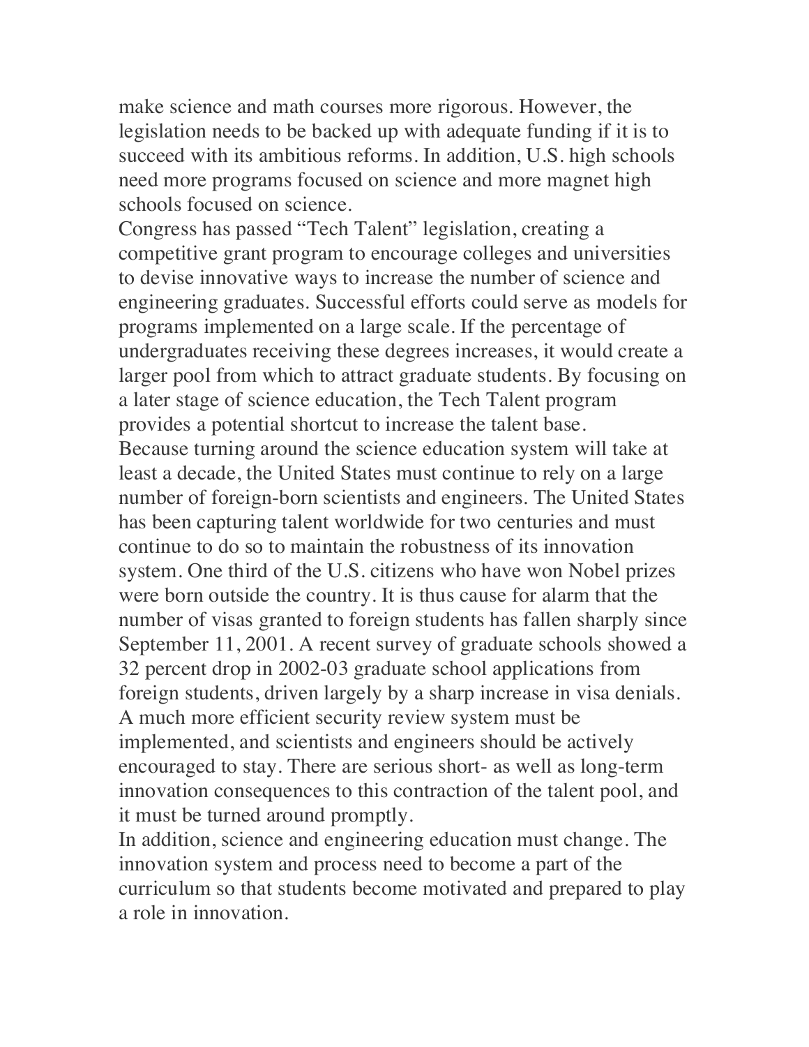make science and math courses more rigorous. However, the legislation needs to be backed up with adequate funding if it is to succeed with its ambitious reforms. In addition, U.S. high schools need more programs focused on science and more magnet high schools focused on science.

Congress has passed "Tech Talent" legislation, creating a competitive grant program to encourage colleges and universities to devise innovative ways to increase the number of science and engineering graduates. Successful efforts could serve as models for programs implemented on a large scale. If the percentage of undergraduates receiving these degrees increases, it would create a larger pool from which to attract graduate students. By focusing on a later stage of science education, the Tech Talent program provides a potential shortcut to increase the talent base.

Because turning around the science education system will take at least a decade, the United States must continue to rely on a large number of foreign-born scientists and engineers. The United States has been capturing talent worldwide for two centuries and must continue to do so to maintain the robustness of its innovation system. One third of the U.S. citizens who have won Nobel prizes were born outside the country. It is thus cause for alarm that the number of visas granted to foreign students has fallen sharply since September 11, 2001. A recent survey of graduate schools showed a 32 percent drop in 2002-03 graduate school applications from foreign students, driven largely by a sharp increase in visa denials. A much more efficient security review system must be implemented, and scientists and engineers should be actively encouraged to stay. There are serious short- as well as long-term innovation consequences to this contraction of the talent pool, and it must be turned around promptly.

In addition, science and engineering education must change. The innovation system and process need to become a part of the curriculum so that students become motivated and prepared to play a role in innovation.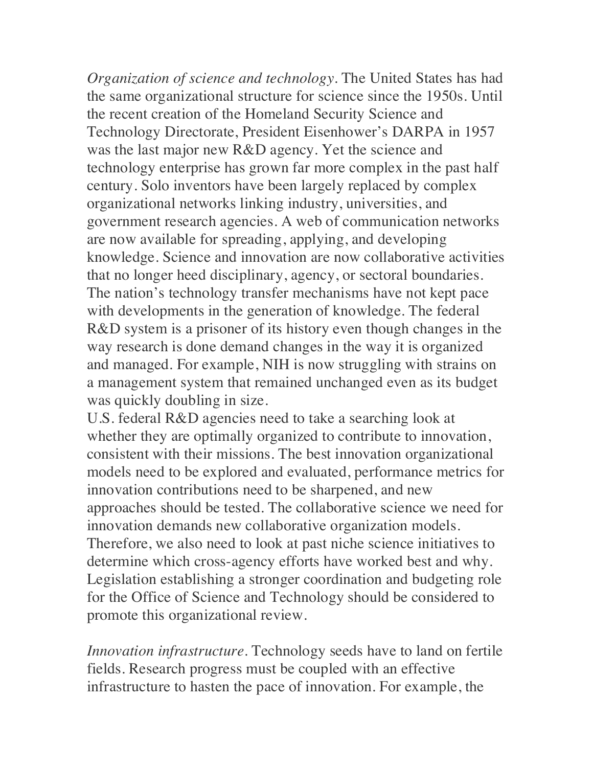*Organization of science and technology*. The United States has had the same organizational structure for science since the 1950s. Until the recent creation of the Homeland Security Science and Technology Directorate, President Eisenhower's DARPA in 1957 was the last major new R&D agency. Yet the science and technology enterprise has grown far more complex in the past half century. Solo inventors have been largely replaced by complex organizational networks linking industry, universities, and government research agencies. A web of communication networks are now available for spreading, applying, and developing knowledge. Science and innovation are now collaborative activities that no longer heed disciplinary, agency, or sectoral boundaries. The nation's technology transfer mechanisms have not kept pace with developments in the generation of knowledge. The federal R&D system is a prisoner of its history even though changes in the way research is done demand changes in the way it is organized and managed. For example, NIH is now struggling with strains on a management system that remained unchanged even as its budget was quickly doubling in size.

U.S. federal R&D agencies need to take a searching look at whether they are optimally organized to contribute to innovation, consistent with their missions. The best innovation organizational models need to be explored and evaluated, performance metrics for innovation contributions need to be sharpened, and new approaches should be tested. The collaborative science we need for innovation demands new collaborative organization models. Therefore, we also need to look at past niche science initiatives to determine which cross-agency efforts have worked best and why. Legislation establishing a stronger coordination and budgeting role for the Office of Science and Technology should be considered to promote this organizational review.

*Innovation infrastructure*. Technology seeds have to land on fertile fields. Research progress must be coupled with an effective infrastructure to hasten the pace of innovation. For example, the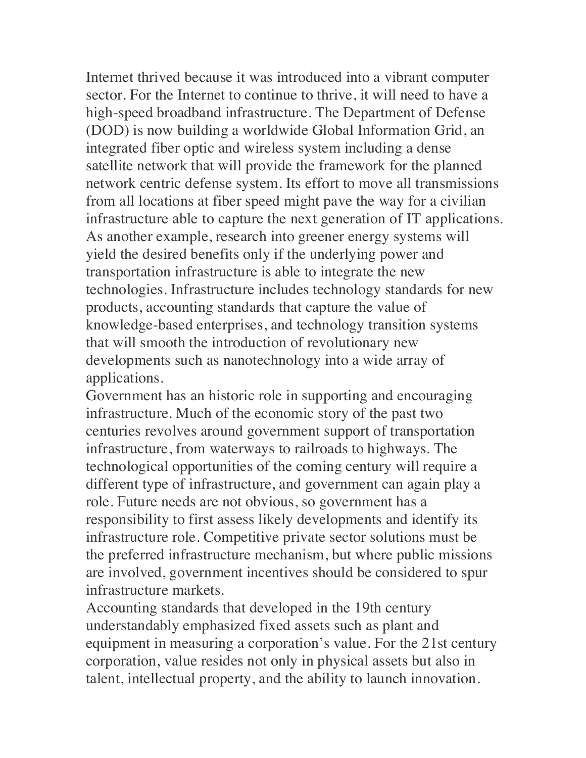Internet thrived because it was introduced into a vibrant computer sector. For the Internet to continue to thrive, it will need to have a high-speed broadband infrastructure. The Department of Defense (DOD) is now building a worldwide Global Information Grid, an integrated fiber optic and wireless system including a dense satellite network that will provide the framework for the planned network centric defense system. Its effort to move all transmissions from all locations at fiber speed might pave the way for a civilian infrastructure able to capture the next generation of IT applications. As another example, research into greener energy systems will yield the desired benefits only if the underlying power and transportation infrastructure is able to integrate the new technologies. Infrastructure includes technology standards for new products, accounting standards that capture the value of knowledge-based enterprises, and technology transition systems that will smooth the introduction of revolutionary new developments such as nanotechnology into a wide array of applications.

Government has an historic role in supporting and encouraging infrastructure. Much of the economic story of the past two centuries revolves around government support of transportation infrastructure, from waterways to railroads to highways. The technological opportunities of the coming century will require a different type of infrastructure, and government can again play a role. Future needs are not obvious, so government has a responsibility to first assess likely developments and identify its infrastructure role. Competitive private sector solutions must be the preferred infrastructure mechanism, but where public missions are involved, government incentives should be considered to spur infrastructure markets.

Accounting standards that developed in the 19th century understandably emphasized fixed assets such as plant and equipment in measuring a corporation's value. For the 21st century corporation, value resides not only in physical assets but also in talent, intellectual property, and the ability to launch innovation.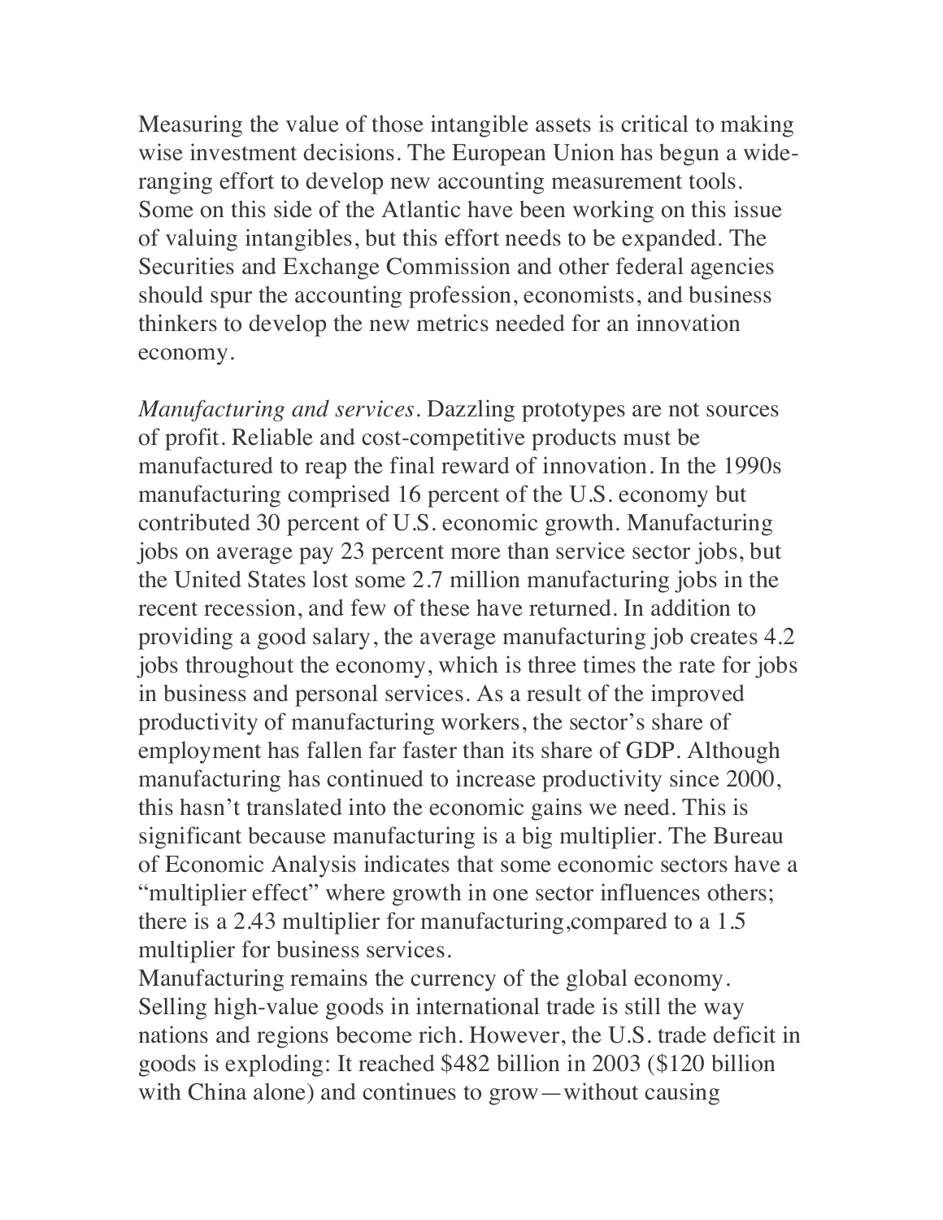Measuring the value of those intangible assets is critical to making wise investment decisions. The European Union has begun a wide-ranging effort to develop new accounting measurement tools. Some on this side of the Atlantic have been working on this issue of valuing intangibles, but this effort needs to be expanded. The Securities and Exchange Commission and other federal agencies should spur the accounting profession, economists, and business thinkers to develop the new metrics needed for an innovation economy.

*Manufacturing and services*. Dazzling prototypes are not sources of profit. Reliable and cost-competitive products must be manufactured to reap the final reward of innovation. In the 1990s manufacturing comprised 16 percent of the U.S. economy but contributed 30 percent of U.S. economic growth. Manufacturing jobs on average pay 23 percent more than service sector jobs, but the United States lost some 2.7 million manufacturing jobs in the recent recession, and few of these have returned. In addition to providing a good salary, the average manufacturing job creates 4.2 jobs throughout the economy, which is three times the rate for jobs in business and personal services. As a result of the improved productivity of manufacturing workers, the sector's share of employment has fallen far faster than its share of GDP. Although manufacturing has continued to increase productivity since 2000, this hasn't translated into the economic gains we need. This is significant because manufacturing is a big multiplier. The Bureau of Economic Analysis indicates that some economic sectors have a "multiplier effect" where growth in one sector influences others; there is a 2.43 multiplier for manufacturing,compared to a 1.5 multiplier for business services.

Manufacturing remains the currency of the global economy. Selling high-value goods in international trade is still the way nations and regions become rich. However, the U.S. trade deficit in goods is exploding: It reached $482 billion in 2003 ($120 billion with China alone) and continues to grow—without causing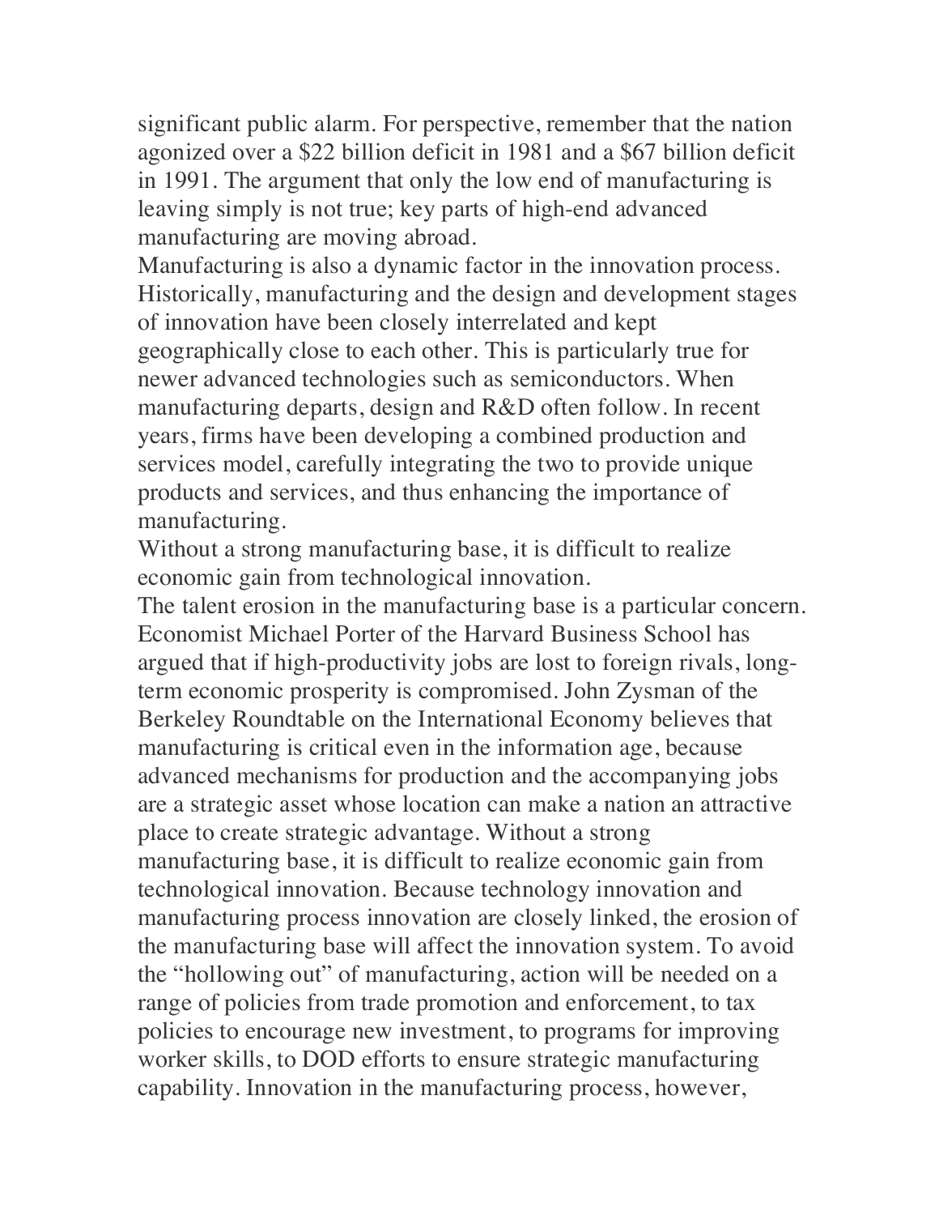significant public alarm. For perspective, remember that the nation agonized over a $22 billion deficit in 1981 and a $67 billion deficit in 1991. The argument that only the low end of manufacturing is leaving simply is not true; key parts of high-end advanced manufacturing are moving abroad.

Manufacturing is also a dynamic factor in the innovation process. Historically, manufacturing and the design and development stages of innovation have been closely interrelated and kept geographically close to each other. This is particularly true for newer advanced technologies such as semiconductors. When manufacturing departs, design and R&D often follow. In recent years, firms have been developing a combined production and services model, carefully integrating the two to provide unique products and services, and thus enhancing the importance of manufacturing.

Without a strong manufacturing base, it is difficult to realize economic gain from technological innovation.

The talent erosion in the manufacturing base is a particular concern. Economist Michael Porter of the Harvard Business School has argued that if high-productivity jobs are lost to foreign rivals, long-term economic prosperity is compromised. John Zysman of the Berkeley Roundtable on the International Economy believes that manufacturing is critical even in the information age, because advanced mechanisms for production and the accompanying jobs are a strategic asset whose location can make a nation an attractive place to create strategic advantage. Without a strong manufacturing base, it is difficult to realize economic gain from technological innovation. Because technology innovation and manufacturing process innovation are closely linked, the erosion of the manufacturing base will affect the innovation system. To avoid the "hollowing out" of manufacturing, action will be needed on a range of policies from trade promotion and enforcement, to tax policies to encourage new investment, to programs for improving worker skills, to DOD efforts to ensure strategic manufacturing capability. Innovation in the manufacturing process, however,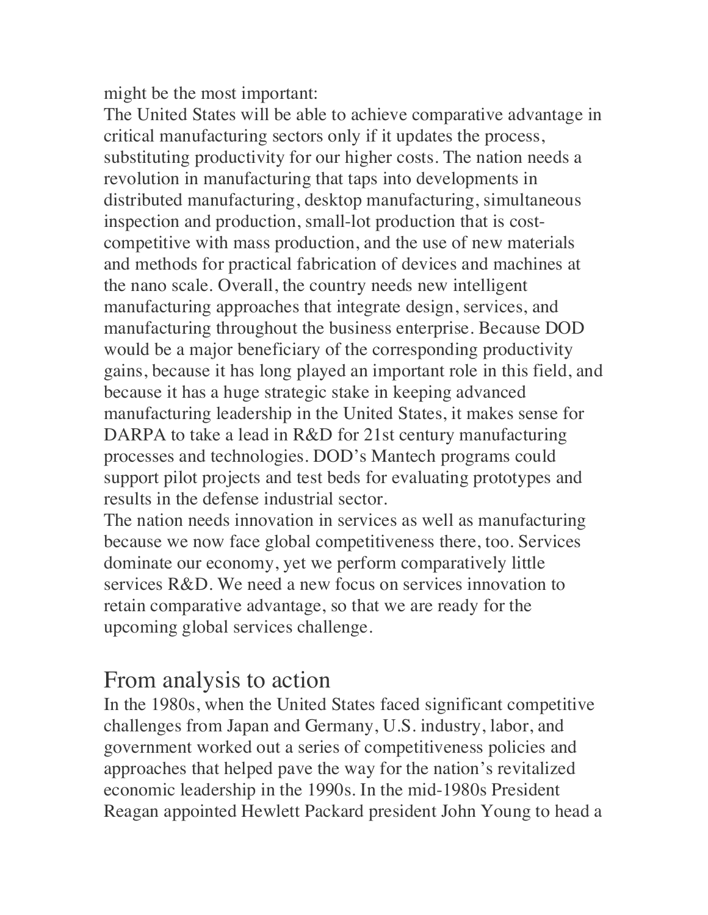might be the most important:

The United States will be able to achieve comparative advantage in critical manufacturing sectors only if it updates the process, substituting productivity for our higher costs. The nation needs a revolution in manufacturing that taps into developments in distributed manufacturing, desktop manufacturing, simultaneous inspection and production, small-lot production that is cost-competitive with mass production, and the use of new materials and methods for practical fabrication of devices and machines at the nano scale. Overall, the country needs new intelligent manufacturing approaches that integrate design, services, and manufacturing throughout the business enterprise. Because DOD would be a major beneficiary of the corresponding productivity gains, because it has long played an important role in this field, and because it has a huge strategic stake in keeping advanced manufacturing leadership in the United States, it makes sense for DARPA to take a lead in R&D for 21st century manufacturing processes and technologies. DOD's Mantech programs could support pilot projects and test beds for evaluating prototypes and results in the defense industrial sector.

The nation needs innovation in services as well as manufacturing because we now face global competitiveness there, too. Services dominate our economy, yet we perform comparatively little services R&D. We need a new focus on services innovation to retain comparative advantage, so that we are ready for the upcoming global services challenge.

## From analysis to action

In the 1980s, when the United States faced significant competitive challenges from Japan and Germany, U.S. industry, labor, and government worked out a series of competitiveness policies and approaches that helped pave the way for the nation's revitalized economic leadership in the 1990s. In the mid-1980s President Reagan appointed Hewlett Packard president John Young to head a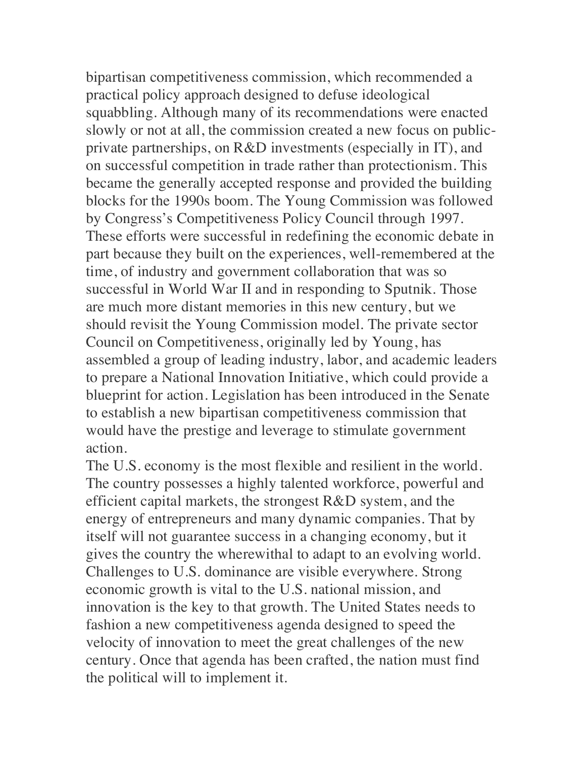bipartisan competitiveness commission, which recommended a practical policy approach designed to defuse ideological squabbling. Although many of its recommendations were enacted slowly or not at all, the commission created a new focus on public-private partnerships, on R&D investments (especially in IT), and on successful competition in trade rather than protectionism. This became the generally accepted response and provided the building blocks for the 1990s boom. The Young Commission was followed by Congress's Competitiveness Policy Council through 1997. These efforts were successful in redefining the economic debate in part because they built on the experiences, well-remembered at the time, of industry and government collaboration that was so successful in World War II and in responding to Sputnik. Those are much more distant memories in this new century, but we should revisit the Young Commission model. The private sector Council on Competitiveness, originally led by Young, has assembled a group of leading industry, labor, and academic leaders to prepare a National Innovation Initiative, which could provide a blueprint for action. Legislation has been introduced in the Senate to establish a new bipartisan competitiveness commission that would have the prestige and leverage to stimulate government action.

The U.S. economy is the most flexible and resilient in the world. The country possesses a highly talented workforce, powerful and efficient capital markets, the strongest R&D system, and the energy of entrepreneurs and many dynamic companies. That by itself will not guarantee success in a changing economy, but it gives the country the wherewithal to adapt to an evolving world. Challenges to U.S. dominance are visible everywhere. Strong economic growth is vital to the U.S. national mission, and innovation is the key to that growth. The United States needs to fashion a new competitiveness agenda designed to speed the velocity of innovation to meet the great challenges of the new century. Once that agenda has been crafted, the nation must find the political will to implement it.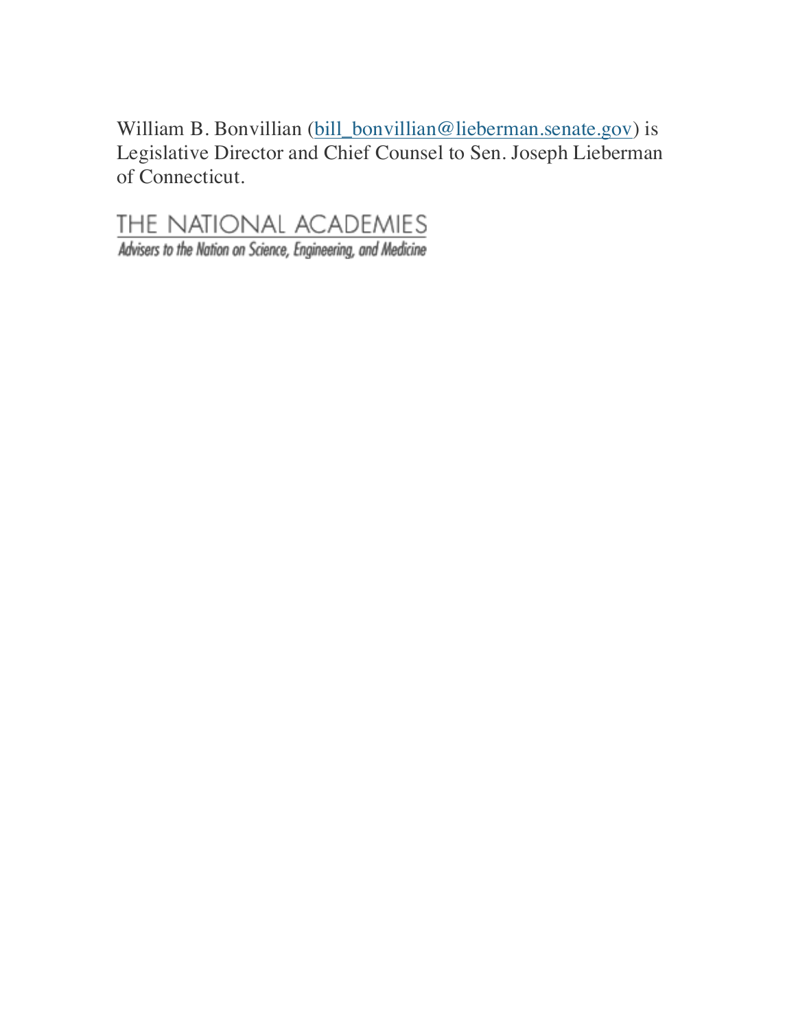William B. Bonvillian (bill_bonvillian@lieberman.senate.gov) is Legislative Director and Chief Counsel to Sen. Joseph Lieberman of Connecticut.

THE NATIONAL ACADEMIES

*Advisers to the Nation on Science, Engineering, and Medicine*